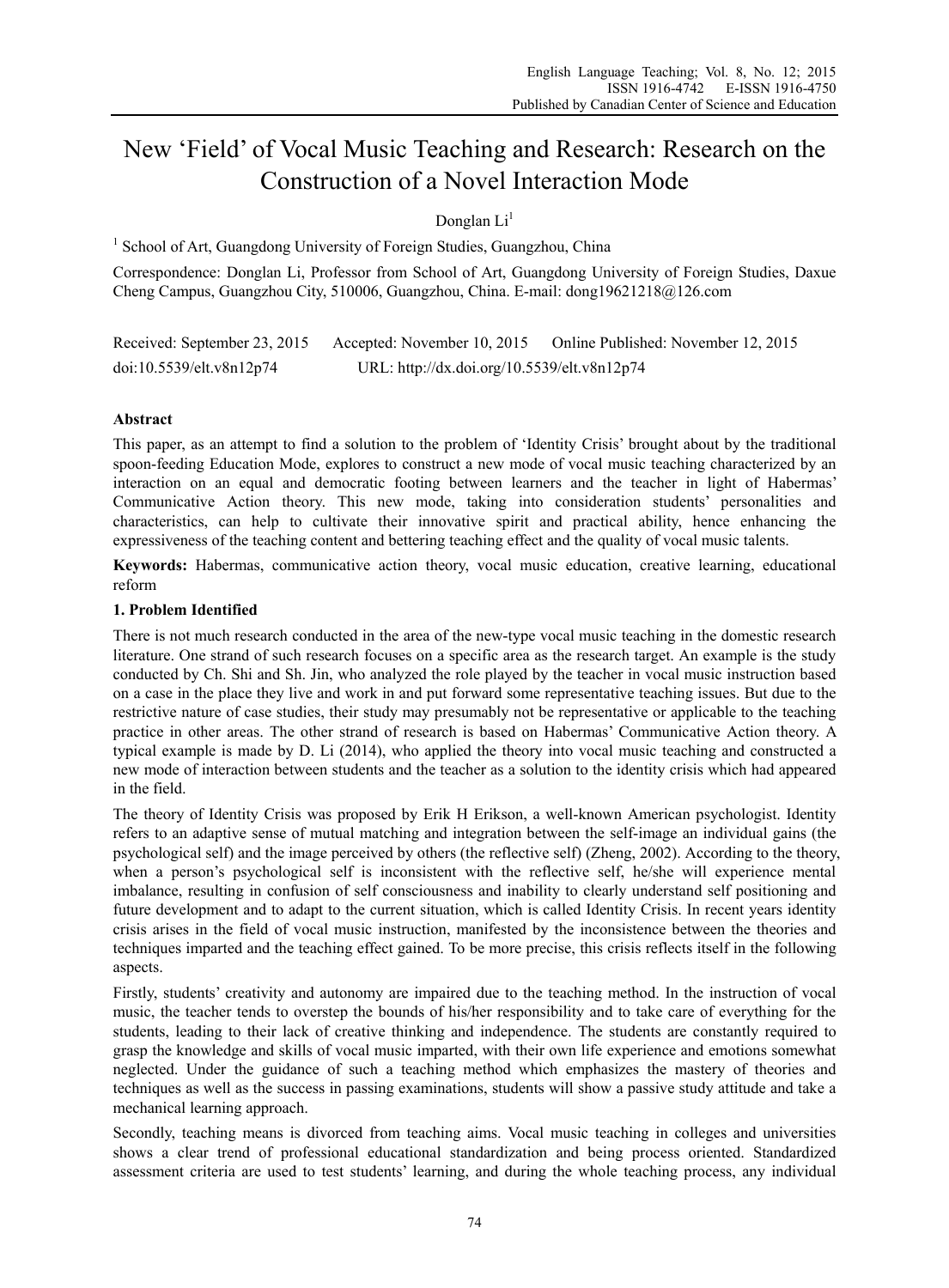# New 'Field' of Vocal Music Teaching and Research: Research on the Construction of a Novel Interaction Mode

Donglan Li[1]

[1] School of Art, Guangdong University of Foreign Studies, Guangzhou, China

Correspondence: Donglan Li, Professor from School of Art, Guangdong University of Foreign Studies, Daxue Cheng Campus, Guangzhou City, 510006, Guangzhou, China. E-mail: dong19621218@126.com

Received: September 23, 2015 Accepted: November 10, 2015 Online Published: November 12, 2015

doi:10.5539/elt.v8n12p74 URL: http://dx.doi.org/10.5539/elt.v8n12p74

## Abstract

This paper, as an attempt to find a solution to the problem of 'Identity Crisis' brought about by the traditional spoon-feeding Education Mode, explores to construct a new mode of vocal music teaching characterized by an interaction on an equal and democratic footing between learners and the teacher in light of Habermas' Communicative Action theory. This new mode, taking into consideration students' personalities and characteristics, can help to cultivate their innovative spirit and practical ability, hence enhancing the expressiveness of the teaching content and bettering teaching effect and the quality of vocal music talents.

**Keywords:** Habermas, communicative action theory, vocal music education, creative learning, educational reform

## 1. Problem Identified

There is not much research conducted in the area of the new-type vocal music teaching in the domestic research literature. One strand of such research focuses on a specific area as the research target. An example is the study conducted by Ch. Shi and Sh. Jin, who analyzed the role played by the teacher in vocal music instruction based on a case in the place they live and work in and put forward some representative teaching issues. But due to the restrictive nature of case studies, their study may presumably not be representative or applicable to the teaching practice in other areas. The other strand of research is based on Habermas' Communicative Action theory. A typical example is made by D. Li (2014), who applied the theory into vocal music teaching and constructed a new mode of interaction between students and the teacher as a solution to the identity crisis which had appeared in the field.

The theory of Identity Crisis was proposed by Erik H Erikson, a well-known American psychologist. Identity refers to an adaptive sense of mutual matching and integration between the self-image an individual gains (the psychological self) and the image perceived by others (the reflective self) (Zheng, 2002). According to the theory, when a person's psychological self is inconsistent with the reflective self, he/she will experience mental imbalance, resulting in confusion of self consciousness and inability to clearly understand self positioning and future development and to adapt to the current situation, which is called Identity Crisis. In recent years identity crisis arises in the field of vocal music instruction, manifested by the inconsistence between the theories and techniques imparted and the teaching effect gained. To be more precise, this crisis reflects itself in the following aspects.

Firstly, students' creativity and autonomy are impaired due to the teaching method. In the instruction of vocal music, the teacher tends to overstep the bounds of his/her responsibility and to take care of everything for the students, leading to their lack of creative thinking and independence. The students are constantly required to grasp the knowledge and skills of vocal music imparted, with their own life experience and emotions somewhat neglected. Under the guidance of such a teaching method which emphasizes the mastery of theories and techniques as well as the success in passing examinations, students will show a passive study attitude and take a mechanical learning approach.

Secondly, teaching means is divorced from teaching aims. Vocal music teaching in colleges and universities shows a clear trend of professional educational standardization and being process oriented. Standardized assessment criteria are used to test students' learning, and during the whole teaching process, any individual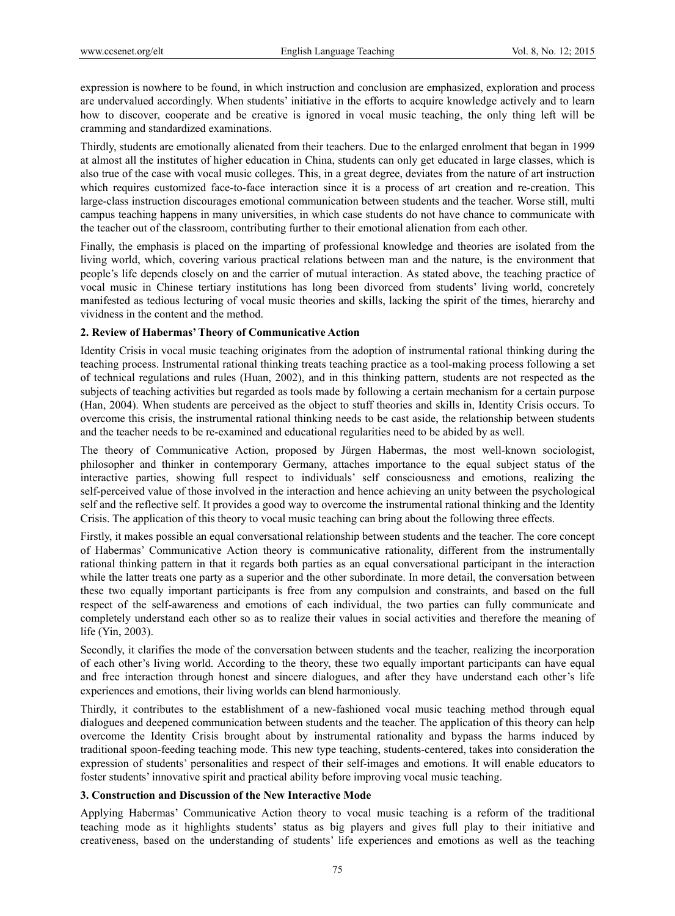expression is nowhere to be found, in which instruction and conclusion are emphasized, exploration and process are undervalued accordingly. When students' initiative in the efforts to acquire knowledge actively and to learn how to discover, cooperate and be creative is ignored in vocal music teaching, the only thing left will be cramming and standardized examinations.

Thirdly, students are emotionally alienated from their teachers. Due to the enlarged enrolment that began in 1999 at almost all the institutes of higher education in China, students can only get educated in large classes, which is also true of the case with vocal music colleges. This, in a great degree, deviates from the nature of art instruction which requires customized face-to-face interaction since it is a process of art creation and re-creation. This large-class instruction discourages emotional communication between students and the teacher. Worse still, multi campus teaching happens in many universities, in which case students do not have chance to communicate with the teacher out of the classroom, contributing further to their emotional alienation from each other.

Finally, the emphasis is placed on the imparting of professional knowledge and theories are isolated from the living world, which, covering various practical relations between man and the nature, is the environment that people's life depends closely on and the carrier of mutual interaction. As stated above, the teaching practice of vocal music in Chinese tertiary institutions has long been divorced from students' living world, concretely manifested as tedious lecturing of vocal music theories and skills, lacking the spirit of the times, hierarchy and vividness in the content and the method.

## 2. Review of Habermas' Theory of Communicative Action

Identity Crisis in vocal music teaching originates from the adoption of instrumental rational thinking during the teaching process. Instrumental rational thinking treats teaching practice as a tool-making process following a set of technical regulations and rules (Huan, 2002), and in this thinking pattern, students are not respected as the subjects of teaching activities but regarded as tools made by following a certain mechanism for a certain purpose (Han, 2004). When students are perceived as the object to stuff theories and skills in, Identity Crisis occurs. To overcome this crisis, the instrumental rational thinking needs to be cast aside, the relationship between students and the teacher needs to be re-examined and educational regularities need to be abided by as well.

The theory of Communicative Action, proposed by Jürgen Habermas, the most well-known sociologist, philosopher and thinker in contemporary Germany, attaches importance to the equal subject status of the interactive parties, showing full respect to individuals' self consciousness and emotions, realizing the self-perceived value of those involved in the interaction and hence achieving an unity between the psychological self and the reflective self. It provides a good way to overcome the instrumental rational thinking and the Identity Crisis. The application of this theory to vocal music teaching can bring about the following three effects.

Firstly, it makes possible an equal conversational relationship between students and the teacher. The core concept of Habermas' Communicative Action theory is communicative rationality, different from the instrumentally rational thinking pattern in that it regards both parties as an equal conversational participant in the interaction while the latter treats one party as a superior and the other subordinate. In more detail, the conversation between these two equally important participants is free from any compulsion and constraints, and based on the full respect of the self-awareness and emotions of each individual, the two parties can fully communicate and completely understand each other so as to realize their values in social activities and therefore the meaning of life (Yin, 2003).

Secondly, it clarifies the mode of the conversation between students and the teacher, realizing the incorporation of each other's living world. According to the theory, these two equally important participants can have equal and free interaction through honest and sincere dialogues, and after they have understand each other's life experiences and emotions, their living worlds can blend harmoniously.

Thirdly, it contributes to the establishment of a new-fashioned vocal music teaching method through equal dialogues and deepened communication between students and the teacher. The application of this theory can help overcome the Identity Crisis brought about by instrumental rationality and bypass the harms induced by traditional spoon-feeding teaching mode. This new type teaching, students-centered, takes into consideration the expression of students' personalities and respect of their self-images and emotions. It will enable educators to foster students' innovative spirit and practical ability before improving vocal music teaching.

## 3. Construction and Discussion of the New Interactive Mode

Applying Habermas' Communicative Action theory to vocal music teaching is a reform of the traditional teaching mode as it highlights students' status as big players and gives full play to their initiative and creativeness, based on the understanding of students' life experiences and emotions as well as the teaching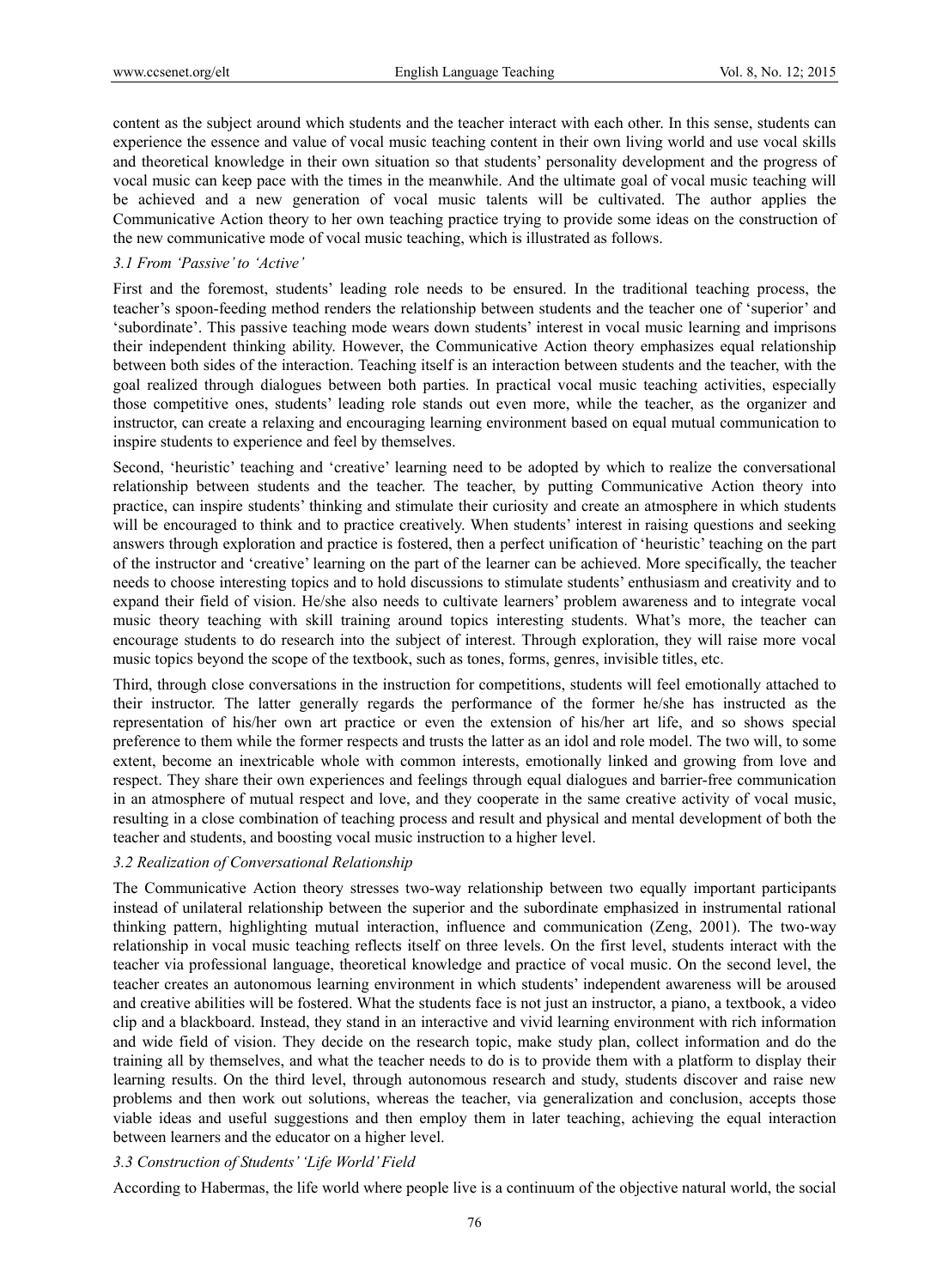content as the subject around which students and the teacher interact with each other. In this sense, students can experience the essence and value of vocal music teaching content in their own living world and use vocal skills and theoretical knowledge in their own situation so that students' personality development and the progress of vocal music can keep pace with the times in the meanwhile. And the ultimate goal of vocal music teaching will be achieved and a new generation of vocal music talents will be cultivated. The author applies the Communicative Action theory to her own teaching practice trying to provide some ideas on the construction of the new communicative mode of vocal music teaching, which is illustrated as follows.

### *3.1 From 'Passive' to 'Active'*

First and the foremost, students' leading role needs to be ensured. In the traditional teaching process, the teacher's spoon-feeding method renders the relationship between students and the teacher one of 'superior' and 'subordinate'. This passive teaching mode wears down students' interest in vocal music learning and imprisons their independent thinking ability. However, the Communicative Action theory emphasizes equal relationship between both sides of the interaction. Teaching itself is an interaction between students and the teacher, with the goal realized through dialogues between both parties. In practical vocal music teaching activities, especially those competitive ones, students' leading role stands out even more, while the teacher, as the organizer and instructor, can create a relaxing and encouraging learning environment based on equal mutual communication to inspire students to experience and feel by themselves.

Second, 'heuristic' teaching and 'creative' learning need to be adopted by which to realize the conversational relationship between students and the teacher. The teacher, by putting Communicative Action theory into practice, can inspire students' thinking and stimulate their curiosity and create an atmosphere in which students will be encouraged to think and to practice creatively. When students' interest in raising questions and seeking answers through exploration and practice is fostered, then a perfect unification of 'heuristic' teaching on the part of the instructor and 'creative' learning on the part of the learner can be achieved. More specifically, the teacher needs to choose interesting topics and to hold discussions to stimulate students' enthusiasm and creativity and to expand their field of vision. He/she also needs to cultivate learners' problem awareness and to integrate vocal music theory teaching with skill training around topics interesting students. What's more, the teacher can encourage students to do research into the subject of interest. Through exploration, they will raise more vocal music topics beyond the scope of the textbook, such as tones, forms, genres, invisible titles, etc.

Third, through close conversations in the instruction for competitions, students will feel emotionally attached to their instructor. The latter generally regards the performance of the former he/she has instructed as the representation of his/her own art practice or even the extension of his/her art life, and so shows special preference to them while the former respects and trusts the latter as an idol and role model. The two will, to some extent, become an inextricable whole with common interests, emotionally linked and growing from love and respect. They share their own experiences and feelings through equal dialogues and barrier-free communication in an atmosphere of mutual respect and love, and they cooperate in the same creative activity of vocal music, resulting in a close combination of teaching process and result and physical and mental development of both the teacher and students, and boosting vocal music instruction to a higher level.

### *3.2 Realization of Conversational Relationship*

The Communicative Action theory stresses two-way relationship between two equally important participants instead of unilateral relationship between the superior and the subordinate emphasized in instrumental rational thinking pattern, highlighting mutual interaction, influence and communication (Zeng, 2001). The two-way relationship in vocal music teaching reflects itself on three levels. On the first level, students interact with the teacher via professional language, theoretical knowledge and practice of vocal music. On the second level, the teacher creates an autonomous learning environment in which students' independent awareness will be aroused and creative abilities will be fostered. What the students face is not just an instructor, a piano, a textbook, a video clip and a blackboard. Instead, they stand in an interactive and vivid learning environment with rich information and wide field of vision. They decide on the research topic, make study plan, collect information and do the training all by themselves, and what the teacher needs to do is to provide them with a platform to display their learning results. On the third level, through autonomous research and study, students discover and raise new problems and then work out solutions, whereas the teacher, via generalization and conclusion, accepts those viable ideas and useful suggestions and then employ them in later teaching, achieving the equal interaction between learners and the educator on a higher level.

### *3.3 Construction of Students' 'Life World' Field*

According to Habermas, the life world where people live is a continuum of the objective natural world, the social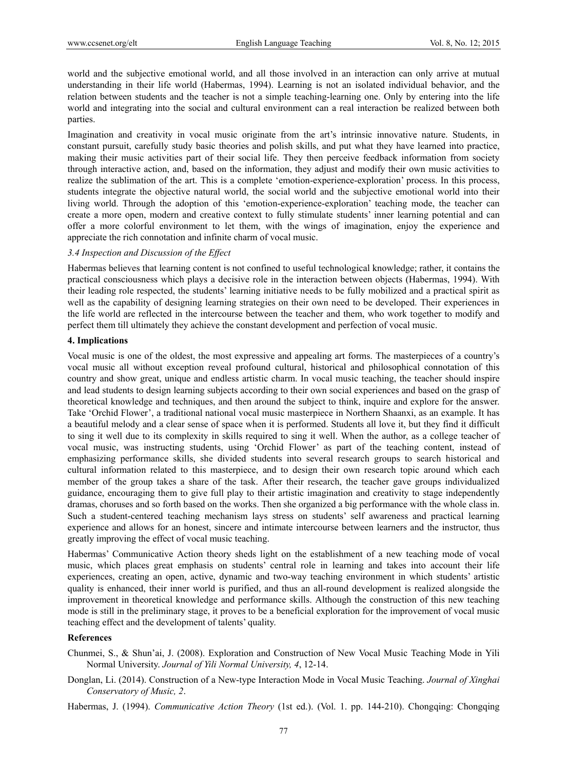world and the subjective emotional world, and all those involved in an interaction can only arrive at mutual understanding in their life world (Habermas, 1994). Learning is not an isolated individual behavior, and the relation between students and the teacher is not a simple teaching-learning one. Only by entering into the life world and integrating into the social and cultural environment can a real interaction be realized between both parties.

Imagination and creativity in vocal music originate from the art's intrinsic innovative nature. Students, in constant pursuit, carefully study basic theories and polish skills, and put what they have learned into practice, making their music activities part of their social life. They then perceive feedback information from society through interactive action, and, based on the information, they adjust and modify their own music activities to realize the sublimation of the art. This is a complete 'emotion-experience-exploration' process. In this process, students integrate the objective natural world, the social world and the subjective emotional world into their living world. Through the adoption of this 'emotion-experience-exploration' teaching mode, the teacher can create a more open, modern and creative context to fully stimulate students' inner learning potential and can offer a more colorful environment to let them, with the wings of imagination, enjoy the experience and appreciate the rich connotation and infinite charm of vocal music.

### *3.4 Inspection and Discussion of the Effect*

Habermas believes that learning content is not confined to useful technological knowledge; rather, it contains the practical consciousness which plays a decisive role in the interaction between objects (Habermas, 1994). With their leading role respected, the students' learning initiative needs to be fully mobilized and a practical spirit as well as the capability of designing learning strategies on their own need to be developed. Their experiences in the life world are reflected in the intercourse between the teacher and them, who work together to modify and perfect them till ultimately they achieve the constant development and perfection of vocal music.

## 4. Implications

Vocal music is one of the oldest, the most expressive and appealing art forms. The masterpieces of a country's vocal music all without exception reveal profound cultural, historical and philosophical connotation of this country and show great, unique and endless artistic charm. In vocal music teaching, the teacher should inspire and lead students to design learning subjects according to their own social experiences and based on the grasp of theoretical knowledge and techniques, and then around the subject to think, inquire and explore for the answer. Take 'Orchid Flower', a traditional national vocal music masterpiece in Northern Shaanxi, as an example. It has a beautiful melody and a clear sense of space when it is performed. Students all love it, but they find it difficult to sing it well due to its complexity in skills required to sing it well. When the author, as a college teacher of vocal music, was instructing students, using 'Orchid Flower' as part of the teaching content, instead of emphasizing performance skills, she divided students into several research groups to search historical and cultural information related to this masterpiece, and to design their own research topic around which each member of the group takes a share of the task. After their research, the teacher gave groups individualized guidance, encouraging them to give full play to their artistic imagination and creativity to stage independently dramas, choruses and so forth based on the works. Then she organized a big performance with the whole class in. Such a student-centered teaching mechanism lays stress on students' self awareness and practical learning experience and allows for an honest, sincere and intimate intercourse between learners and the instructor, thus greatly improving the effect of vocal music teaching.

Habermas' Communicative Action theory sheds light on the establishment of a new teaching mode of vocal music, which places great emphasis on students' central role in learning and takes into account their life experiences, creating an open, active, dynamic and two-way teaching environment in which students' artistic quality is enhanced, their inner world is purified, and thus an all-round development is realized alongside the improvement in theoretical knowledge and performance skills. Although the construction of this new teaching mode is still in the preliminary stage, it proves to be a beneficial exploration for the improvement of vocal music teaching effect and the development of talents' quality.

## References

Chunmei, S., & Shun'ai, J. (2008). Exploration and Construction of New Vocal Music Teaching Mode in Yili Normal University. *Journal of Yili Normal University, 4*, 12-14.

Donglan, Li. (2014). Construction of a New-type Interaction Mode in Vocal Music Teaching. *Journal of Xinghai Conservatory of Music, 2*.

Habermas, J. (1994). *Communicative Action Theory* (1st ed.). (Vol. 1. pp. 144-210). Chongqing: Chongqing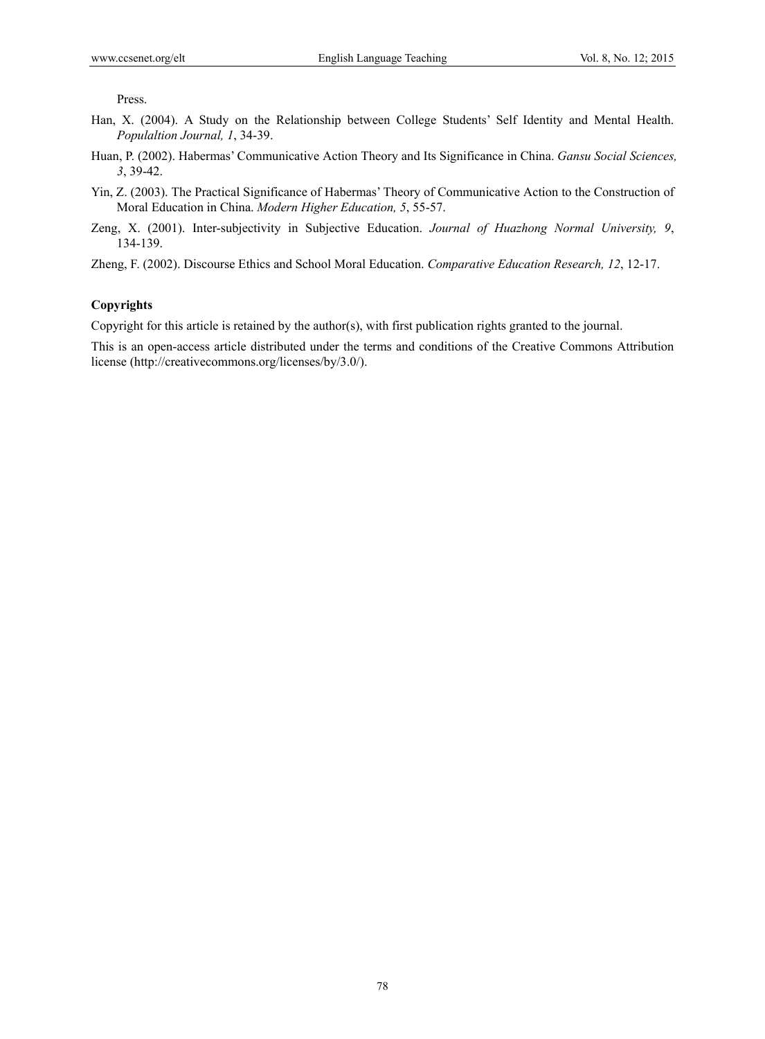Press.

Han, X. (2004). A Study on the Relationship between College Students' Self Identity and Mental Health. *Populaltion Journal, 1*, 34-39.

Huan, P. (2002). Habermas' Communicative Action Theory and Its Significance in China. *Gansu Social Sciences, 3*, 39-42.

Yin, Z. (2003). The Practical Significance of Habermas' Theory of Communicative Action to the Construction of Moral Education in China. *Modern Higher Education, 5*, 55-57.

Zeng, X. (2001). Inter-subjectivity in Subjective Education. *Journal of Huazhong Normal University, 9*, 134-139.

Zheng, F. (2002). Discourse Ethics and School Moral Education. *Comparative Education Research, 12*, 12-17.

**Copyrights**

Copyright for this article is retained by the author(s), with first publication rights granted to the journal.

This is an open-access article distributed under the terms and conditions of the Creative Commons Attribution license (http://creativecommons.org/licenses/by/3.0/).